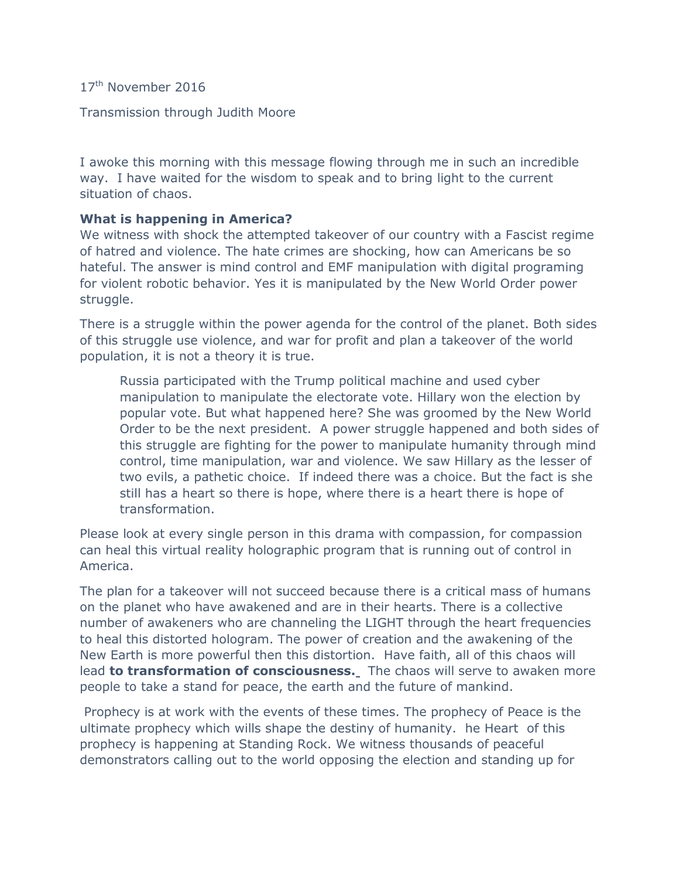17th November 2016

Transmission through Judith Moore

I awoke this morning with this message flowing through me in such an incredible way. I have waited for the wisdom to speak and to bring light to the current situation of chaos.

**What is happening in America?**

We witness with shock the attempted takeover of our country with a Fascist regime of hatred and violence. The hate crimes are shocking, how can Americans be so hateful. The answer is mind control and EMF manipulation with digital programing for violent robotic behavior. Yes it is manipulated by the New World Order power struggle.

There is a struggle within the power agenda for the control of the planet. Both sides of this struggle use violence, and war for profit and plan a takeover of the world population, it is not a theory it is true.

> Russia participated with the Trump political machine and used cyber manipulation to manipulate the electorate vote. Hillary won the election by popular vote. But what happened here? She was groomed by the New World Order to be the next president. A power struggle happened and both sides of this struggle are fighting for the power to manipulate humanity through mind control, time manipulation, war and violence. We saw Hillary as the lesser of two evils, a pathetic choice. If indeed there was a choice. But the fact is she still has a heart so there is hope, where there is a heart there is hope of transformation.

Please look at every single person in this drama with compassion, for compassion can heal this virtual reality holographic program that is running out of control in America.

The plan for a takeover will not succeed because there is a critical mass of humans on the planet who have awakened and are in their hearts. There is a collective number of awakeners who are channeling the LIGHT through the heart frequencies to heal this distorted hologram. The power of creation and the awakening of the New Earth is more powerful then this distortion. Have faith, all of this chaos will lead **to transformation of consciousness.** The chaos will serve to awaken more people to take a stand for peace, the earth and the future of mankind.

Prophecy is at work with the events of these times. The prophecy of Peace is the ultimate prophecy which wills shape the destiny of humanity. he Heart of this prophecy is happening at Standing Rock. We witness thousands of peaceful demonstrators calling out to the world opposing the election and standing up for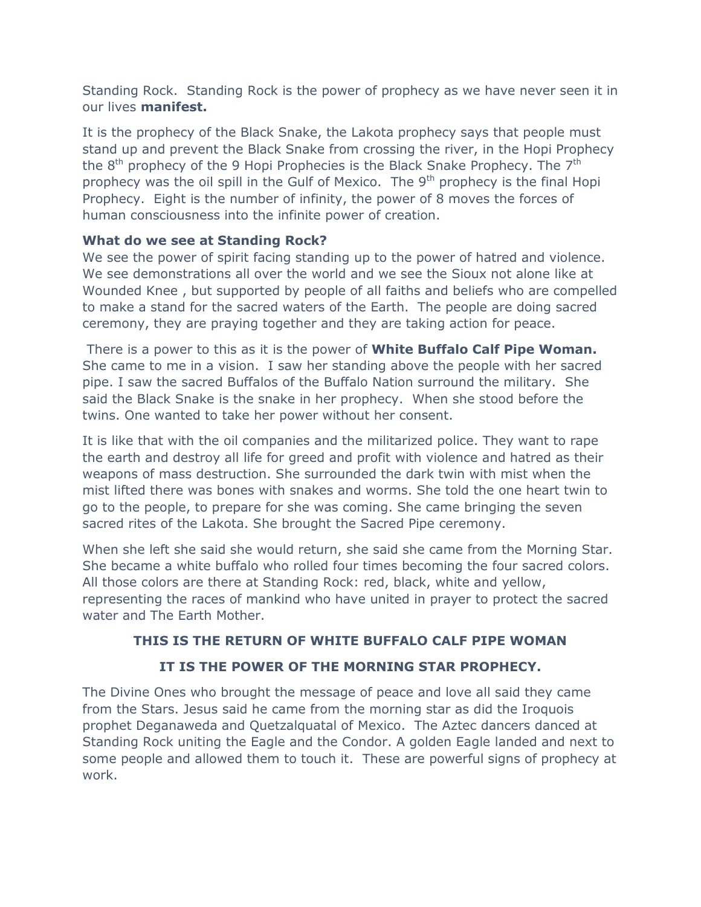Standing Rock. Standing Rock is the power of prophecy as we have never seen it in our lives **manifest.**

It is the prophecy of the Black Snake, the Lakota prophecy says that people must stand up and prevent the Black Snake from crossing the river, in the Hopi Prophecy the 8th prophecy of the 9 Hopi Prophecies is the Black Snake Prophecy. The 7th prophecy was the oil spill in the Gulf of Mexico. The 9th prophecy is the final Hopi Prophecy. Eight is the number of infinity, the power of 8 moves the forces of human consciousness into the infinite power of creation.

**What do we see at Standing Rock?**
We see the power of spirit facing standing up to the power of hatred and violence. We see demonstrations all over the world and we see the Sioux not alone like at Wounded Knee , but supported by people of all faiths and beliefs who are compelled to make a stand for the sacred waters of the Earth. The people are doing sacred ceremony, they are praying together and they are taking action for peace.

There is a power to this as it is the power of **White Buffalo Calf Pipe Woman.** She came to me in a vision. I saw her standing above the people with her sacred pipe. I saw the sacred Buffalos of the Buffalo Nation surround the military. She said the Black Snake is the snake in her prophecy. When she stood before the twins. One wanted to take her power without her consent.

It is like that with the oil companies and the militarized police. They want to rape the earth and destroy all life for greed and profit with violence and hatred as their weapons of mass destruction. She surrounded the dark twin with mist when the mist lifted there was bones with snakes and worms. She told the one heart twin to go to the people, to prepare for she was coming. She came bringing the seven sacred rites of the Lakota. She brought the Sacred Pipe ceremony.

When she left she said she would return, she said she came from the Morning Star. She became a white buffalo who rolled four times becoming the four sacred colors. All those colors are there at Standing Rock: red, black, white and yellow, representing the races of mankind who have united in prayer to protect the sacred water and The Earth Mother.

**THIS IS THE RETURN OF WHITE BUFFALO CALF PIPE WOMAN**

**IT IS THE POWER OF THE MORNING STAR PROPHECY.**

The Divine Ones who brought the message of peace and love all said they came from the Stars. Jesus said he came from the morning star as did the Iroquois prophet Deganaweda and Quetzalquatal of Mexico. The Aztec dancers danced at Standing Rock uniting the Eagle and the Condor. A golden Eagle landed and next to some people and allowed them to touch it. These are powerful signs of prophecy at work.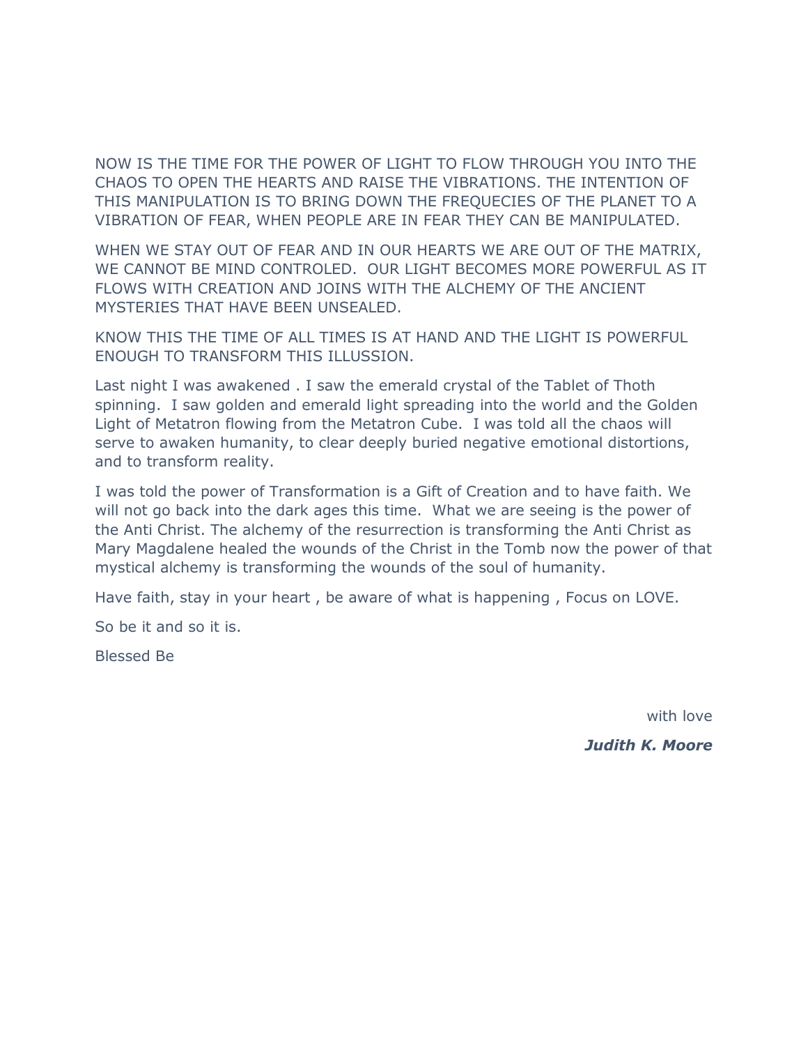NOW IS THE TIME FOR THE POWER OF LIGHT TO FLOW THROUGH YOU INTO THE CHAOS TO OPEN THE HEARTS AND RAISE THE VIBRATIONS. THE INTENTION OF THIS MANIPULATION IS TO BRING DOWN THE FREQUECIES OF THE PLANET TO A VIBRATION OF FEAR, WHEN PEOPLE ARE IN FEAR THEY CAN BE MANIPULATED.

WHEN WE STAY OUT OF FEAR AND IN OUR HEARTS WE ARE OUT OF THE MATRIX, WE CANNOT BE MIND CONTROLED. OUR LIGHT BECOMES MORE POWERFUL AS IT FLOWS WITH CREATION AND JOINS WITH THE ALCHEMY OF THE ANCIENT MYSTERIES THAT HAVE BEEN UNSEALED.

KNOW THIS THE TIME OF ALL TIMES IS AT HAND AND THE LIGHT IS POWERFUL ENOUGH TO TRANSFORM THIS ILLUSSION.

Last night I was awakened . I saw the emerald crystal of the Tablet of Thoth spinning. I saw golden and emerald light spreading into the world and the Golden Light of Metatron flowing from the Metatron Cube. I was told all the chaos will serve to awaken humanity, to clear deeply buried negative emotional distortions, and to transform reality.

I was told the power of Transformation is a Gift of Creation and to have faith. We will not go back into the dark ages this time. What we are seeing is the power of the Anti Christ. The alchemy of the resurrection is transforming the Anti Christ as Mary Magdalene healed the wounds of the Christ in the Tomb now the power of that mystical alchemy is transforming the wounds of the soul of humanity.

Have faith, stay in your heart , be aware of what is happening , Focus on LOVE.

So be it and so it is.

Blessed Be

with love

***Judith K. Moore***